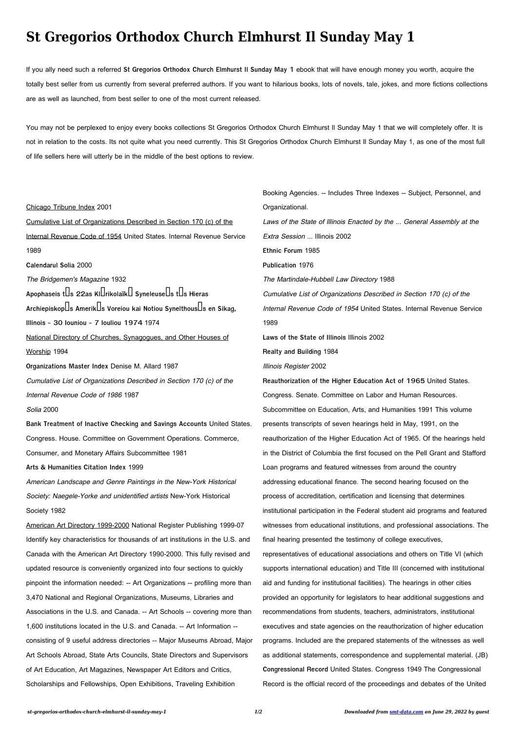# St Gregorios Orthodox Church Elmhurst Il Sunday May 1

If you ally need such a referred **St Gregorios Orthodox Church Elmhurst Il Sunday May 1** ebook that will have enough money you worth, acquire the totally best seller from us currently from several preferred authors. If you want to hilarious books, lots of novels, tale, jokes, and more fictions collections are as well as launched, from best seller to one of the most current released.

You may not be perplexed to enjoy every books collections St Gregorios Orthodox Church Elmhurst Il Sunday May 1 that we will completely offer. It is not in relation to the costs. Its not quite what you need currently. This St Gregorios Orthodox Church Elmhurst Il Sunday May 1, as one of the most full of life sellers here will utterly be in the middle of the best options to review.

Chicago Tribune Index 2001

Cumulative List of Organizations Described in Section 170 (c) of the Internal Revenue Code of 1954 United States. Internal Revenue Service 1989

**Calendarul Solia** 2000

*The Bridgemen's Magazine* 1932

**Apophaseis t s 22as Kl rikolaïk Syneleuse s t s Hieras Archiepiskop s Amerik s Voreiou kai Notiou Synelthous s en Sikag, Illinois - 30 Iouniou - 7 Iouliou 1974** 1974

National Directory of Churches, Synagogues, and Other Houses of Worship 1994

**Organizations Master Index** Denise M. Allard 1987

*Cumulative List of Organizations Described in Section 170 (c) of the Internal Revenue Code of 1986* 1987

*Solia* 2000

**Bank Treatment of Inactive Checking and Savings Accounts** United States. Congress. House. Committee on Government Operations. Commerce, Consumer, and Monetary Affairs Subcommittee 1981

**Arts & Humanities Citation Index** 1999

*American Landscape and Genre Paintings in the New-York Historical Society: Naegele-Yorke and unidentified artists* New-York Historical Society 1982

American Art Directory 1999-2000 National Register Publishing 1999-07 Identify key characteristics for thousands of art institutions in the U.S. and Canada with the American Art Directory 1990-2000. This fully revised and updated resource is conveniently organized into four sections to quickly pinpoint the information needed: -- Art Organizations -- profiling more than 3,470 National and Regional Organizations, Museums, Libraries and Associations in the U.S. and Canada. -- Art Schools -- covering more than 1,600 institutions located in the U.S. and Canada. -- Art Information -- consisting of 9 useful address directories -- Major Museums Abroad, Major Art Schools Abroad, State Arts Councils, State Directors and Supervisors of Art Education, Art Magazines, Newspaper Art Editors and Critics, Scholarships and Fellowships, Open Exhibitions, Traveling Exhibition Booking Agencies. -- Includes Three Indexes -- Subject, Personnel, and Organizational.

*Laws of the State of Illinois Enacted by the ... General Assembly at the Extra Session ...* Illinois 2002

**Ethnic Forum** 1985

**Publication** 1976

*The Martindale-Hubbell Law Directory* 1988

*Cumulative List of Organizations Described in Section 170 (c) of the Internal Revenue Code of 1954* United States. Internal Revenue Service 1989

**Laws of the State of Illinois** Illinois 2002

**Realty and Building** 1984

*Illinois Register* 2002

**Reauthorization of the Higher Education Act of 1965** United States. Congress. Senate. Committee on Labor and Human Resources. Subcommittee on Education, Arts, and Humanities 1991 This volume presents transcripts of seven hearings held in May, 1991, on the reauthorization of the Higher Education Act of 1965. Of the hearings held in the District of Columbia the first focused on the Pell Grant and Stafford Loan programs and featured witnesses from around the country addressing educational finance. The second hearing focused on the process of accreditation, certification and licensing that determines institutional participation in the Federal student aid programs and featured witnesses from educational institutions, and professional associations. The final hearing presented the testimony of college executives, representatives of educational associations and others on Title VI (which supports international education) and Title III (concerned with institutional aid and funding for institutional facilities). The hearings in other cities provided an opportunity for legislators to hear additional suggestions and recommendations from students, teachers, administrators, institutional executives and state agencies on the reauthorization of higher education programs. Included are the prepared statements of the witnesses as well as additional statements, correspondence and supplemental material. (JB)

**Congressional Record** United States. Congress 1949 The Congressional Record is the official record of the proceedings and debates of the United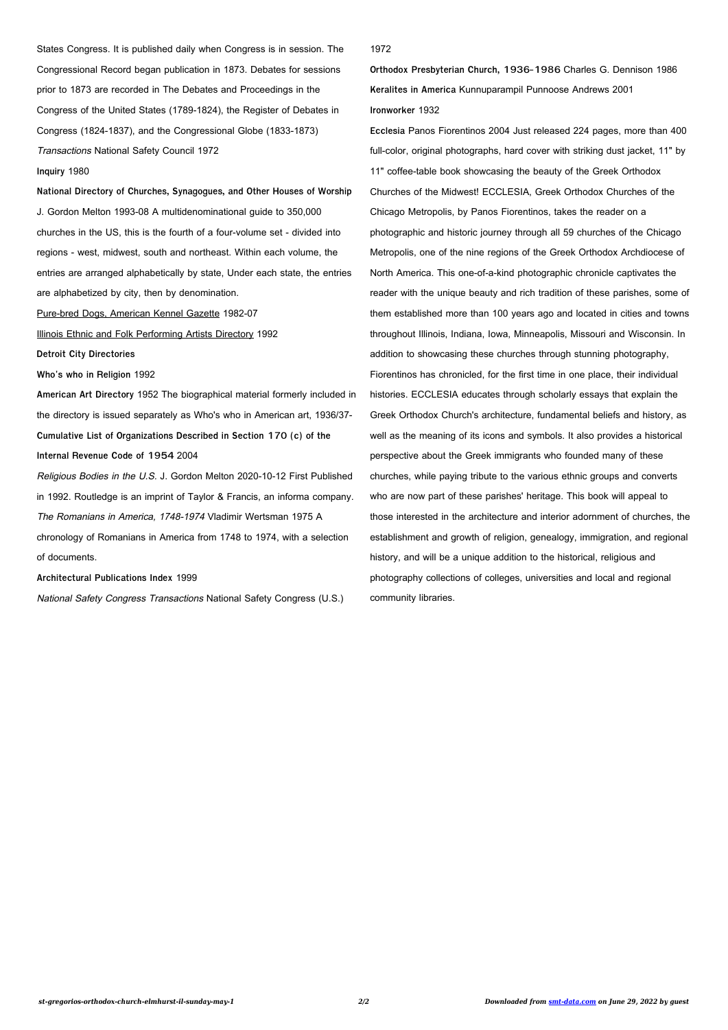States Congress. It is published daily when Congress is in session. The Congressional Record began publication in 1873. Debates for sessions prior to 1873 are recorded in The Debates and Proceedings in the Congress of the United States (1789-1824), the Register of Debates in Congress (1824-1837), and the Congressional Globe (1833-1873)

*Transactions* National Safety Council 1972

**Inquiry** 1980

**National Directory of Churches, Synagogues, and Other Houses of Worship** J. Gordon Melton 1993-08 A multidenominational guide to 350,000 churches in the US, this is the fourth of a four-volume set - divided into regions - west, midwest, south and northeast. Within each volume, the entries are arranged alphabetically by state, Under each state, the entries are alphabetized by city, then by denomination.

Pure-bred Dogs, American Kennel Gazette 1982-07

Illinois Ethnic and Folk Performing Artists Directory 1992

**Detroit City Directories**

**Who's who in Religion** 1992

**American Art Directory** 1952 The biographical material formerly included in the directory is issued separately as Who's who in American art, 1936/37-

**Cumulative List of Organizations Described in Section 170 (c) of the Internal Revenue Code of 1954** 2004

*Religious Bodies in the U.S.* J. Gordon Melton 2020-10-12 First Published in 1992. Routledge is an imprint of Taylor & Francis, an informa company.

*The Romanians in America, 1748-1974* Vladimir Wertsman 1975 A chronology of Romanians in America from 1748 to 1974, with a selection of documents.

**Architectural Publications Index** 1999

*National Safety Congress Transactions* National Safety Congress (U.S.) 1972

**Orthodox Presbyterian Church, 1936-1986** Charles G. Dennison 1986

**Keralites in America** Kunnuparampil Punnoose Andrews 2001

**Ironworker** 1932

**Ecclesia** Panos Fiorentinos 2004 Just released 224 pages, more than 400 full-color, original photographs, hard cover with striking dust jacket, 11" by 11" coffee-table book showcasing the beauty of the Greek Orthodox Churches of the Midwest! ECCLESIA, Greek Orthodox Churches of the Chicago Metropolis, by Panos Fiorentinos, takes the reader on a photographic and historic journey through all 59 churches of the Chicago Metropolis, one of the nine regions of the Greek Orthodox Archdiocese of North America. This one-of-a-kind photographic chronicle captivates the reader with the unique beauty and rich tradition of these parishes, some of them established more than 100 years ago and located in cities and towns throughout Illinois, Indiana, Iowa, Minneapolis, Missouri and Wisconsin. In addition to showcasing these churches through stunning photography, Fiorentinos has chronicled, for the first time in one place, their individual histories. ECCLESIA educates through scholarly essays that explain the Greek Orthodox Church's architecture, fundamental beliefs and history, as well as the meaning of its icons and symbols. It also provides a historical perspective about the Greek immigrants who founded many of these churches, while paying tribute to the various ethnic groups and converts who are now part of these parishes' heritage. This book will appeal to those interested in the architecture and interior adornment of churches, the establishment and growth of religion, genealogy, immigration, and regional history, and will be a unique addition to the historical, religious and photography collections of colleges, universities and local and regional community libraries.